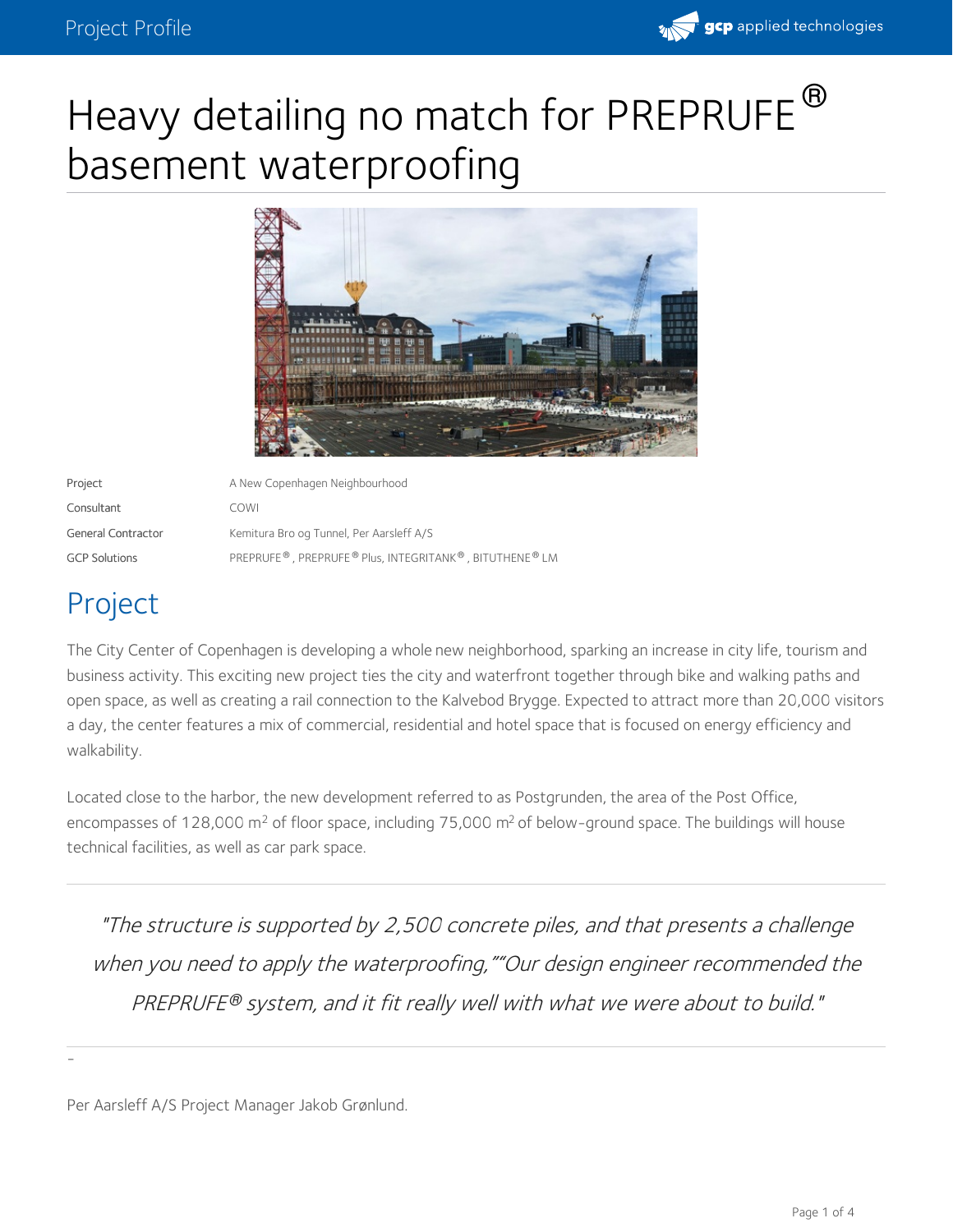# Heavy detailing no match for PREPRUFE® basement waterproofing

| | |
|---|---|
| Project | A New Copenhagen Neighbourhood |
| Consultant | COWI |
| General Contractor | Kemitura Bro og Tunnel, Per Aarsleff A/S |
| GCP Solutions | PREPRUFE®, PREPRUFE® Plus, INTEGRITANK®, BITUTHENE® LM |

## Project

The City Center of Copenhagen is developing a whole new neighborhood, sparking an increase in city life, tourism and business activity. This exciting new project ties the city and waterfront together through bike and walking paths and open space, as well as creating a rail connection to the Kalvebod Brygge. Expected to attract more than 20,000 visitors a day, the center features a mix of commercial, residential and hotel space that is focused on energy efficiency and walkability.

Located close to the harbor, the new development referred to as Postgrunden, the area of the Post Office, encompasses of 128,000 m² of floor space, including 75,000 m² of below-ground space. The buildings will house technical facilities, as well as car park space.

> *"The structure is supported by 2,500 concrete piles, and that presents a challenge when you need to apply the waterproofing,""Our design engineer recommended the PREPRUFE® system, and it fit really well with what we were about to build."*

–

Per Aarsleff A/S Project Manager Jakob Grønlund.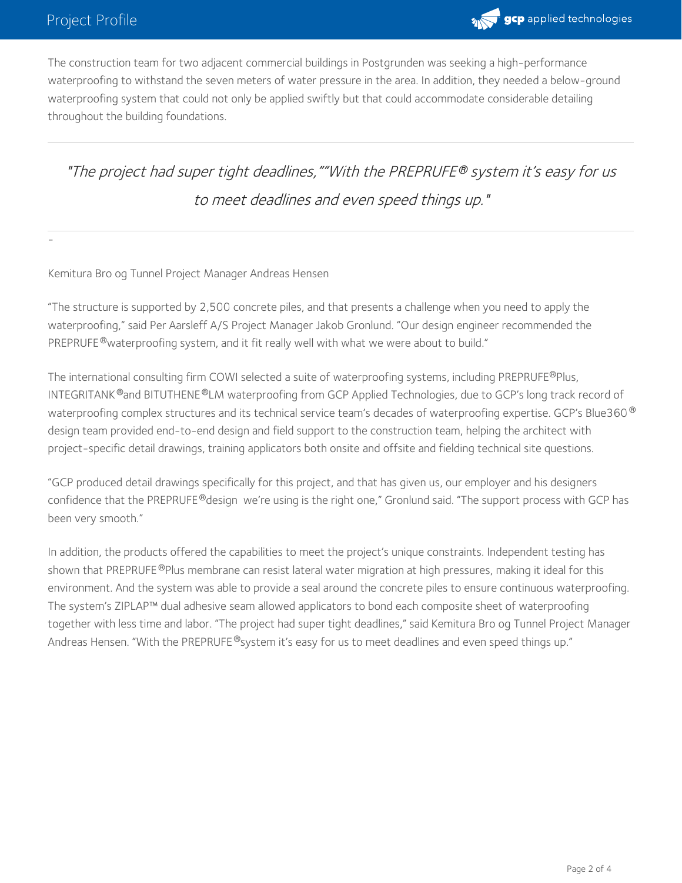The construction team for two adjacent commercial buildings in Postgrunden was seeking a high-performance waterproofing to withstand the seven meters of water pressure in the area. In addition, they needed a below-ground waterproofing system that could not only be applied swiftly but that could accommodate considerable detailing throughout the building foundations.

---

> *"The project had super tight deadlines,""With the PREPRUFE® system it's easy for us to meet deadlines and even speed things up."*

---

-

Kemitura Bro og Tunnel Project Manager Andreas Hensen

"The structure is supported by 2,500 concrete piles, and that presents a challenge when you need to apply the waterproofing," said Per Aarsleff A/S Project Manager Jakob Gronlund. "Our design engineer recommended the PREPRUFE®waterproofing system, and it fit really well with what we were about to build."

The international consulting firm COWI selected a suite of waterproofing systems, including PREPRUFE®Plus, INTEGRITANK®and BITUTHENE®LM waterproofing from GCP Applied Technologies, due to GCP's long track record of waterproofing complex structures and its technical service team's decades of waterproofing expertise. GCP's Blue360® design team provided end-to-end design and field support to the construction team, helping the architect with project-specific detail drawings, training applicators both onsite and offsite and fielding technical site questions.

"GCP produced detail drawings specifically for this project, and that has given us, our employer and his designers confidence that the PREPRUFE®design we're using is the right one," Gronlund said. "The support process with GCP has been very smooth."

In addition, the products offered the capabilities to meet the project's unique constraints. Independent testing has shown that PREPRUFE®Plus membrane can resist lateral water migration at high pressures, making it ideal for this environment. And the system was able to provide a seal around the concrete piles to ensure continuous waterproofing. The system's ZIPLAP™ dual adhesive seam allowed applicators to bond each composite sheet of waterproofing together with less time and labor. "The project had super tight deadlines," said Kemitura Bro og Tunnel Project Manager Andreas Hensen. "With the PREPRUFE®system it's easy for us to meet deadlines and even speed things up."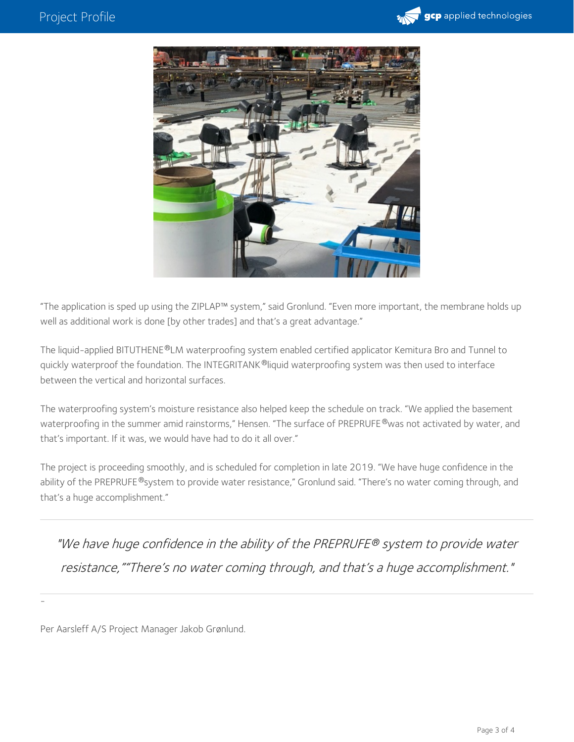"The application is sped up using the ZIPLAP™ system," said Gronlund. "Even more important, the membrane holds up well as additional work is done [by other trades] and that's a great advantage."

The liquid-applied BITUTHENE®LM waterproofing system enabled certified applicator Kemitura Bro and Tunnel to quickly waterproof the foundation. The INTEGRITANK®liquid waterproofing system was then used to interface between the vertical and horizontal surfaces.

The waterproofing system's moisture resistance also helped keep the schedule on track. "We applied the basement waterproofing in the summer amid rainstorms," Hensen. "The surface of PREPRUFE®was not activated by water, and that's important. If it was, we would have had to do it all over."

The project is proceeding smoothly, and is scheduled for completion in late 2019. "We have huge confidence in the ability of the PREPRUFE®system to provide water resistance," Gronlund said. "There's no water coming through, and that's a huge accomplishment."

---

> *"We have huge confidence in the ability of the PREPRUFE® system to provide water resistance,""There's no water coming through, and that's a huge accomplishment."*

---

-

Per Aarsleff A/S Project Manager Jakob Grønlund.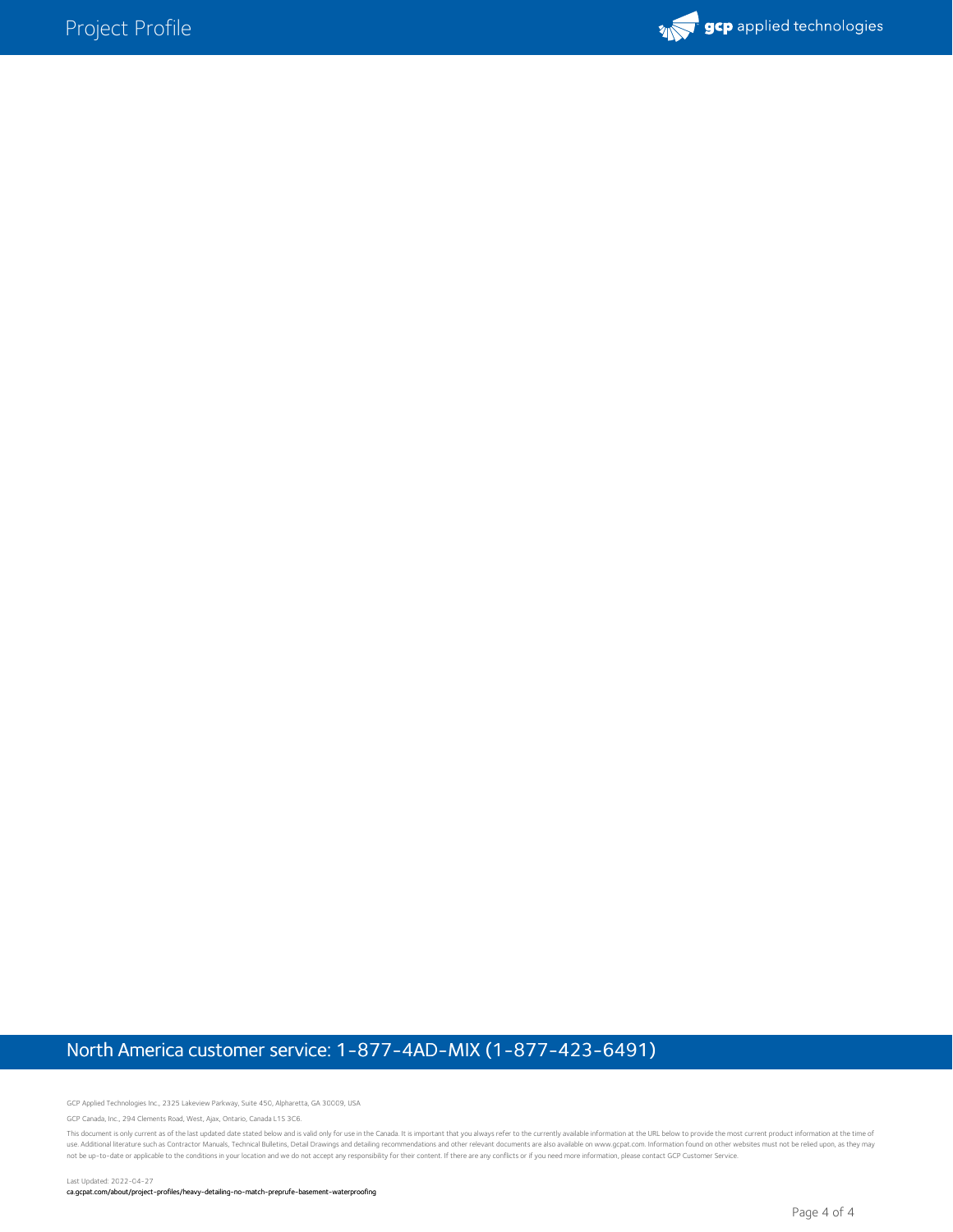North America customer service: 1-877-4AD-MIX (1-877-423-6491)

GCP Applied Technologies Inc., 2325 Lakeview Parkway, Suite 450, Alpharetta, GA 30009, USA

GCP Canada, Inc., 294 Clements Road, West, Ajax, Ontario, Canada L1S 3C6.

This document is only current as of the last updated date stated below and is valid only for use in the Canada. It is important that you always refer to the currently available information at the URL below to provide the most current product information at the time of use. Additional literature such as Contractor Manuals, Technical Bulletins, Detail Drawings and detailing recommendations and other relevant documents are also available on www.gcpat.com. Information found on other websites must not be relied upon, as they may not be up-to-date or applicable to the conditions in your location and we do not accept any responsibility for their content. If there are any conflicts or if you need more information, please contact GCP Customer Service.

Last Updated: 2022-04-27

ca.gcpat.com/about/project-profiles/heavy-detailing-no-match-preprufe-basement-waterproofing